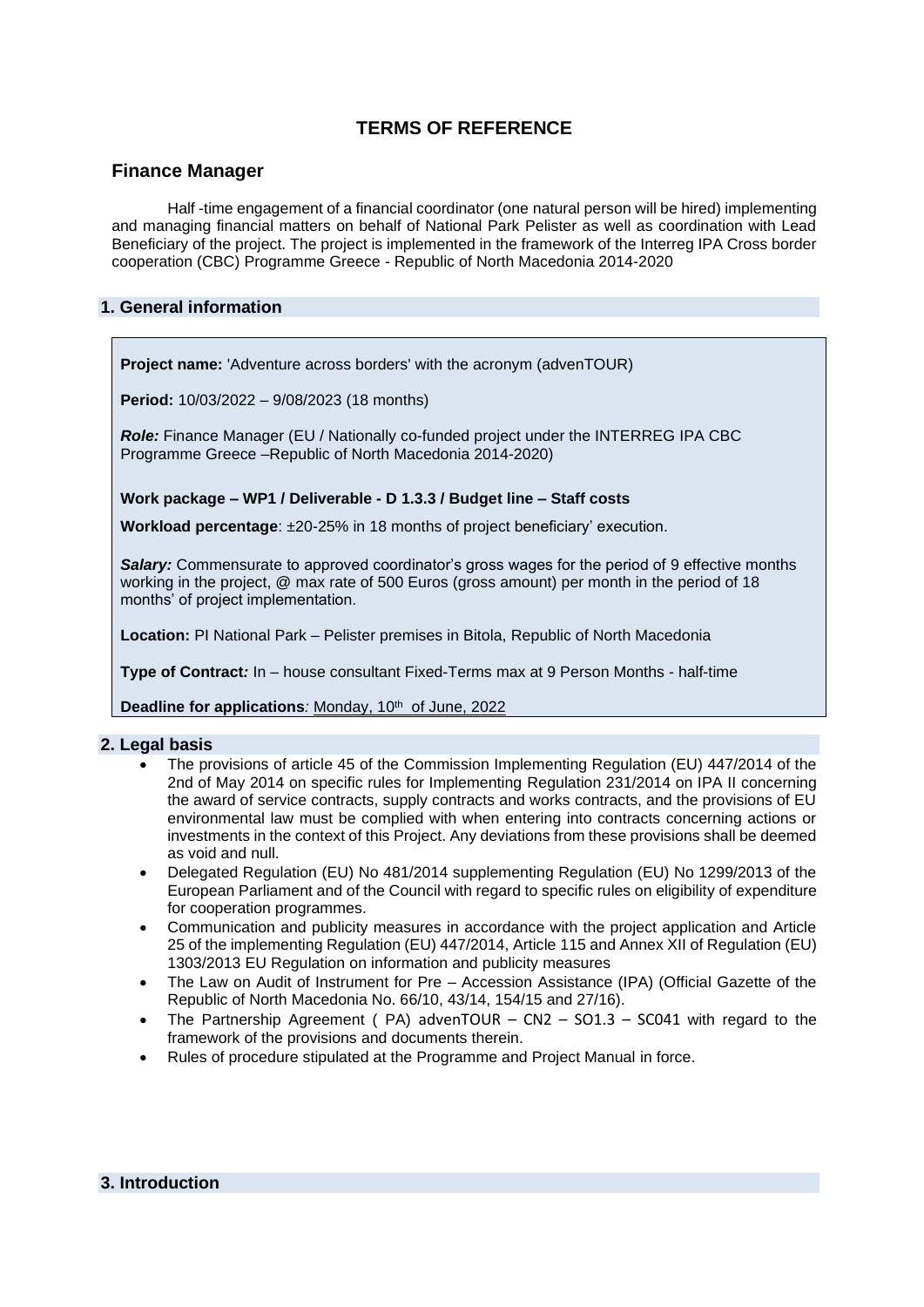# TERMS OF REFERENCE

## Finance Manager

Half -time engagement of a financial coordinator (one natural person will be hired) implementing and managing financial matters on behalf of National Park Pelister as well as coordination with Lead Beneficiary of the project. The project is implemented in the framework of the Interreg IPA Cross border cooperation (CBC) Programme Greece - Republic of North Macedonia 2014-2020

## 1. General information

**Project name:** 'Adventure across borders' with the acronym (advenTOUR)

**Period:** 10/03/2022 – 9/08/2023 (18 months)

***Role:*** Finance Manager (EU / Nationally co-funded project under the INTERREG IPA CBC Programme Greece –Republic of North Macedonia 2014-2020)

**Work package – WP1 / Deliverable - D 1.3.3 / Budget line – Staff costs**

**Workload percentage**: ±20-25% in 18 months of project beneficiary' execution.

***Salary:*** Commensurate to approved coordinator's gross wages for the period of 9 effective months working in the project, @ max rate of 500 Euros (gross amount) per month in the period of 18 months' of project implementation.

**Location:** PI National Park – Pelister premises in Bitola, Republic of North Macedonia

**Type of Contract*:*** In – house consultant Fixed-Terms max at 9 Person Months - half-time

**Deadline for applications***:* Monday, 10th of June, 2022

## 2. Legal basis

- The provisions of article 45 of the Commission Implementing Regulation (EU) 447/2014 of the 2nd of May 2014 on specific rules for Implementing Regulation 231/2014 on IPA II concerning the award of service contracts, supply contracts and works contracts, and the provisions of EU environmental law must be complied with when entering into contracts concerning actions or investments in the context of this Project. Any deviations from these provisions shall be deemed as void and null.
- Delegated Regulation (EU) No 481/2014 supplementing Regulation (EU) No 1299/2013 of the European Parliament and of the Council with regard to specific rules on eligibility of expenditure for cooperation programmes.
- Communication and publicity measures in accordance with the project application and Article 25 of the implementing Regulation (EU) 447/2014, Article 115 and Annex XII of Regulation (EU) 1303/2013 EU Regulation on information and publicity measures
- The Law on Audit of Instrument for Pre – Accession Assistance (IPA) (Official Gazette of the Republic of North Macedonia No. 66/10, 43/14, 154/15 and 27/16).
- The Partnership Agreement ( PA) advenTOUR – CN2 – SO1.3 – SC041 with regard to the framework of the provisions and documents therein.
- Rules of procedure stipulated at the Programme and Project Manual in force.

## 3. Introduction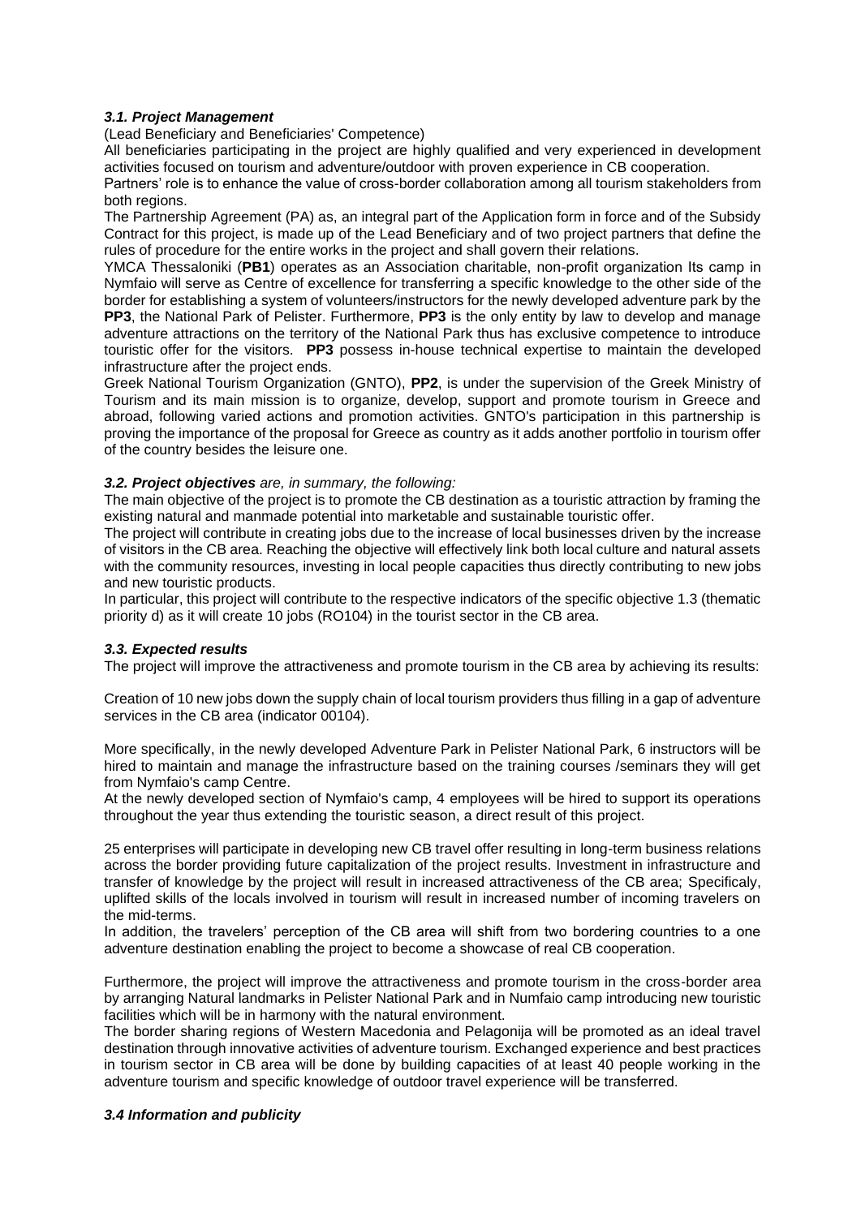### *3.1. Project Management*

(Lead Beneficiary and Beneficiaries' Competence)

All beneficiaries participating in the project are highly qualified and very experienced in development activities focused on tourism and adventure/outdoor with proven experience in CB cooperation.

Partners' role is to enhance the value of cross-border collaboration among all tourism stakeholders from both regions.

The Partnership Agreement (PA) as, an integral part of the Application form in force and of the Subsidy Contract for this project, is made up of the Lead Beneficiary and of two project partners that define the rules of procedure for the entire works in the project and shall govern their relations.

YMCA Thessaloniki (**PB1**) operates as an Association charitable, non-profit organization Its camp in Nymfaio will serve as Centre of excellence for transferring a specific knowledge to the other side of the border for establishing a system of volunteers/instructors for the newly developed adventure park by the **PP3**, the National Park of Pelister. Furthermore, **PP3** is the only entity by law to develop and manage adventure attractions on the territory of the National Park thus has exclusive competence to introduce touristic offer for the visitors. **PP3** possess in-house technical expertise to maintain the developed infrastructure after the project ends.

Greek National Tourism Organization (GNTO), **PP2**, is under the supervision of the Greek Ministry of Tourism and its main mission is to organize, develop, support and promote tourism in Greece and abroad, following varied actions and promotion activities. GNTO's participation in this partnership is proving the importance of the proposal for Greece as country as it adds another portfolio in tourism offer of the country besides the leisure one.

### *3.2. Project objectives are, in summary, the following:*

The main objective of the project is to promote the CB destination as a touristic attraction by framing the existing natural and manmade potential into marketable and sustainable touristic offer.

The project will contribute in creating jobs due to the increase of local businesses driven by the increase of visitors in the CB area. Reaching the objective will effectively link both local culture and natural assets with the community resources, investing in local people capacities thus directly contributing to new jobs and new touristic products.

In particular, this project will contribute to the respective indicators of the specific objective 1.3 (thematic priority d) as it will create 10 jobs (RO104) in the tourist sector in the CB area.

### *3.3. Expected results*

The project will improve the attractiveness and promote tourism in the CB area by achieving its results:

Creation of 10 new jobs down the supply chain of local tourism providers thus filling in a gap of adventure services in the CB area (indicator 00104).

More specifically, in the newly developed Adventure Park in Pelister National Park, 6 instructors will be hired to maintain and manage the infrastructure based on the training courses /seminars they will get from Nymfaio's camp Centre.

At the newly developed section of Nymfaio's camp, 4 employees will be hired to support its operations throughout the year thus extending the touristic season, a direct result of this project.

25 enterprises will participate in developing new CB travel offer resulting in long-term business relations across the border providing future capitalization of the project results. Investment in infrastructure and transfer of knowledge by the project will result in increased attractiveness of the CB area; Specificaly, uplifted skills of the locals involved in tourism will result in increased number of incoming travelers on the mid-terms.

In addition, the travelers' perception of the CB area will shift from two bordering countries to a one adventure destination enabling the project to become a showcase of real CB cooperation.

Furthermore, the project will improve the attractiveness and promote tourism in the cross-border area by arranging Natural landmarks in Pelister National Park and in Numfaio camp introducing new touristic facilities which will be in harmony with the natural environment.

The border sharing regions of Western Macedonia and Pelagonija will be promoted as an ideal travel destination through innovative activities of adventure tourism. Exchanged experience and best practices in tourism sector in CB area will be done by building capacities of at least 40 people working in the adventure tourism and specific knowledge of outdoor travel experience will be transferred.

### *3.4 Information and publicity*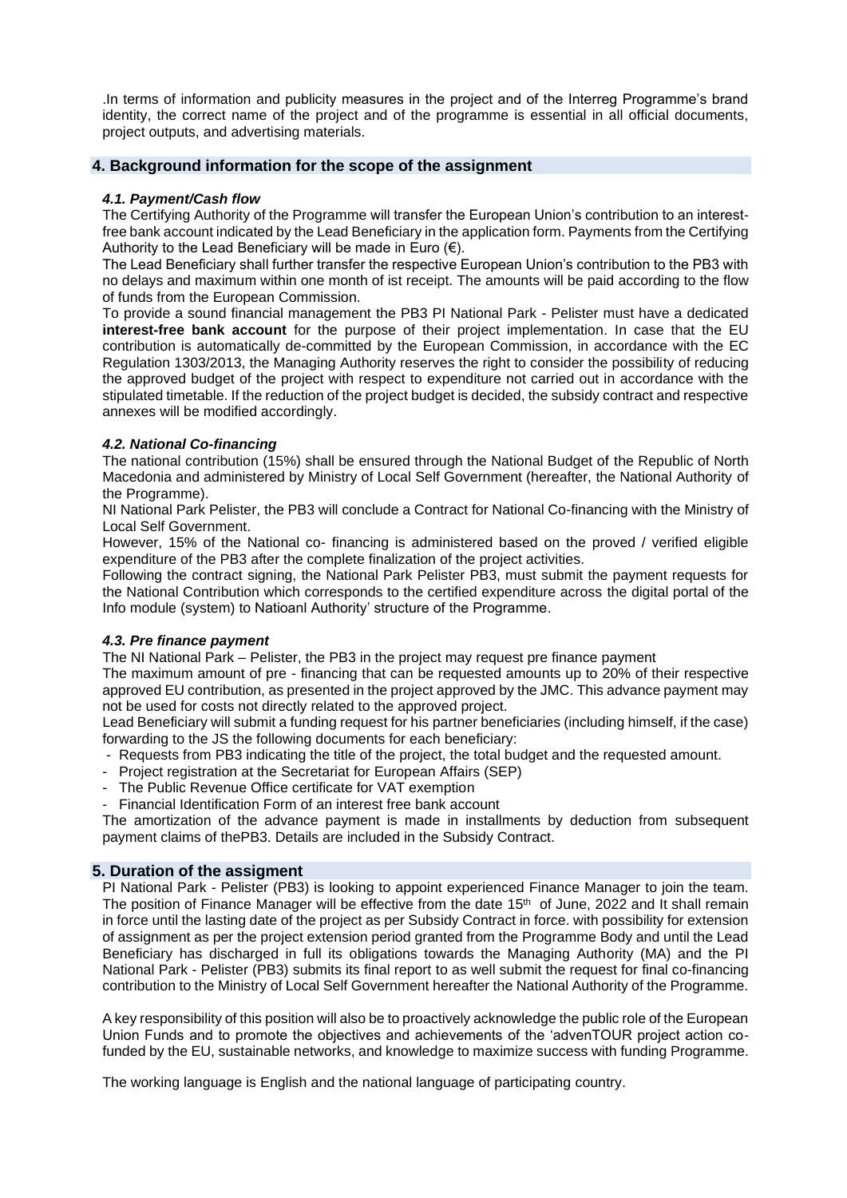.In terms of information and publicity measures in the project and of the Interreg Programme's brand identity, the correct name of the project and of the programme is essential in all official documents, project outputs, and advertising materials.

## 4. Background information for the scope of the assignment

### *4.1. Payment/Cash flow*

The Certifying Authority of the Programme will transfer the European Union's contribution to an interest-free bank account indicated by the Lead Beneficiary in the application form. Payments from the Certifying Authority to the Lead Beneficiary will be made in Euro (€).

The Lead Beneficiary shall further transfer the respective European Union's contribution to the PB3 with no delays and maximum within one month of ist receipt. The amounts will be paid according to the flow of funds from the European Commission.

To provide a sound financial management the PB3 PI National Park - Pelister must have a dedicated **interest-free bank account** for the purpose of their project implementation. In case that the EU contribution is automatically de-committed by the European Commission, in accordance with the EC Regulation 1303/2013, the Managing Authority reserves the right to consider the possibility of reducing the approved budget of the project with respect to expenditure not carried out in accordance with the stipulated timetable. If the reduction of the project budget is decided, the subsidy contract and respective annexes will be modified accordingly.

### *4.2. National Co-financing*

The national contribution (15%) shall be ensured through the National Budget of the Republic of North Macedonia and administered by Ministry of Local Self Government (hereafter, the National Authority of the Programme).

NI National Park Pelister, the PB3 will conclude a Contract for National Co-financing with the Ministry of Local Self Government.

However, 15% of the National co- financing is administered based on the proved / verified eligible expenditure of the PB3 after the complete finalization of the project activities.

Following the contract signing, the National Park Pelister PB3, must submit the payment requests for the National Contribution which corresponds to the certified expenditure across the digital portal of the Info module (system) to Natioanl Authority' structure of the Programme.

### *4.3. Pre finance payment*

The NI National Park – Pelister, the PB3 in the project may request pre finance payment

The maximum amount of pre - financing that can be requested amounts up to 20% of their respective approved EU contribution, as presented in the project approved by the JMC. This advance payment may not be used for costs not directly related to the approved project.

Lead Beneficiary will submit a funding request for his partner beneficiaries (including himself, if the case) forwarding to the JS the following documents for each beneficiary:

- Requests from PB3 indicating the title of the project, the total budget and the requested amount.
- Project registration at the Secretariat for European Affairs (SEP)
- The Public Revenue Office certificate for VAT exemption
- Financial Identification Form of an interest free bank account

The amortization of the advance payment is made in installments by deduction from subsequent payment claims of thePB3. Details are included in the Subsidy Contract.

## 5. Duration of the assigment

PI National Park - Pelister (PB3) is looking to appoint experienced Finance Manager to join the team. The position of Finance Manager will be effective from the date 15th of June, 2022 and It shall remain in force until the lasting date of the project as per Subsidy Contract in force. with possibility for extension of assignment as per the project extension period granted from the Programme Body and until the Lead Beneficiary has discharged in full its obligations towards the Managing Authority (MA) and the PI National Park - Pelister (PB3) submits its final report to as well submit the request for final co-financing contribution to the Ministry of Local Self Government hereafter the National Authority of the Programme.

A key responsibility of this position will also be to proactively acknowledge the public role of the European Union Funds and to promote the objectives and achievements of the 'advenTOUR project action co-funded by the EU, sustainable networks, and knowledge to maximize success with funding Programme.

The working language is English and the national language of participating country.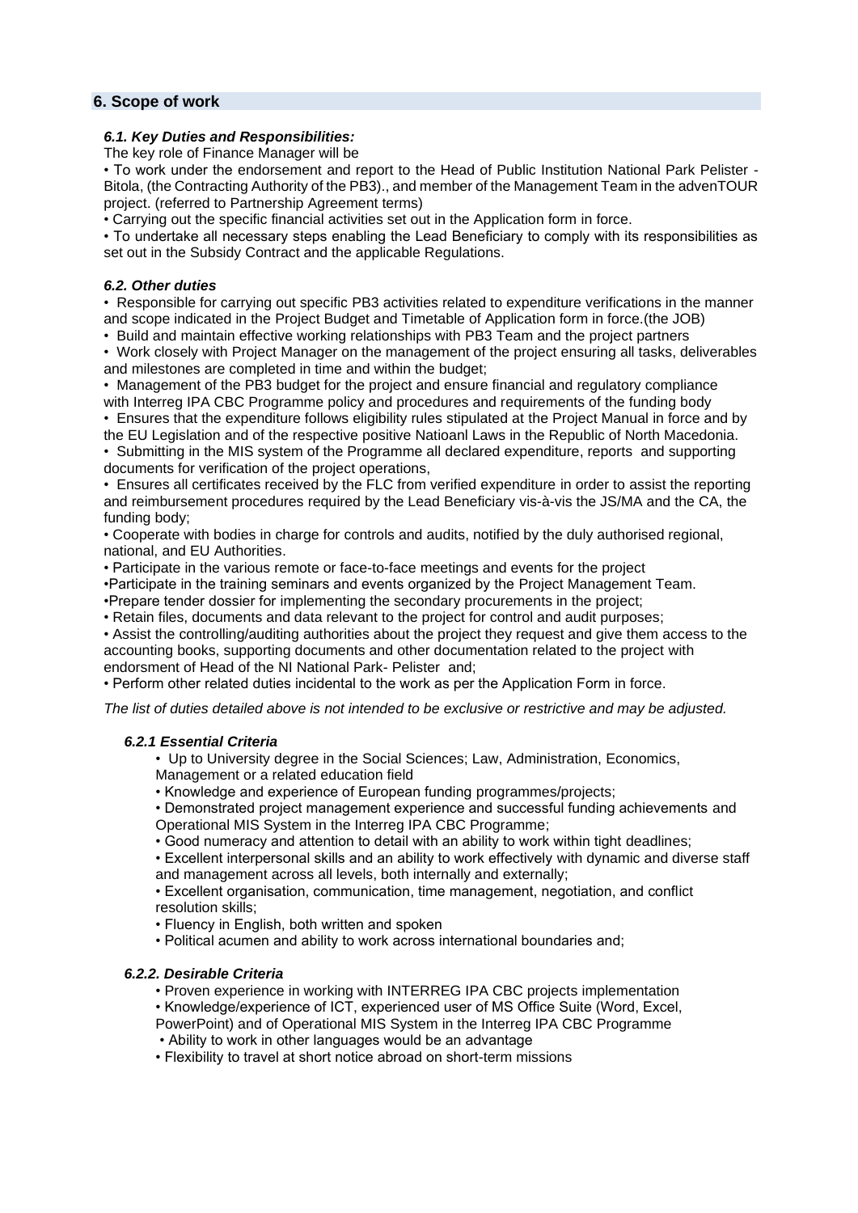## 6. Scope of work

### *6.1. Key Duties and Responsibilities:*

The key role of Finance Manager will be

- To work under the endorsement and report to the Head of Public Institution National Park Pelister - Bitola, (the Contracting Authority of the PB3)., and member of the Management Team in the advenTOUR project. (referred to Partnership Agreement terms)
- Carrying out the specific financial activities set out in the Application form in force.
- To undertake all necessary steps enabling the Lead Beneficiary to comply with its responsibilities as set out in the Subsidy Contract and the applicable Regulations.

### *6.2. Other duties*

- Responsible for carrying out specific PB3 activities related to expenditure verifications in the manner and scope indicated in the Project Budget and Timetable of Application form in force.(the JOB)
- Build and maintain effective working relationships with PB3 Team and the project partners
- Work closely with Project Manager on the management of the project ensuring all tasks, deliverables and milestones are completed in time and within the budget;
- Management of the PB3 budget for the project and ensure financial and regulatory compliance with Interreg IPA CBC Programme policy and procedures and requirements of the funding body
- Ensures that the expenditure follows eligibility rules stipulated at the Project Manual in force and by the EU Legislation and of the respective positive Natioanl Laws in the Republic of North Macedonia.
- Submitting in the MIS system of the Programme all declared expenditure, reports and supporting documents for verification of the project operations,
- Ensures all certificates received by the FLC from verified expenditure in order to assist the reporting and reimbursement procedures required by the Lead Beneficiary vis-à-vis the JS/MA and the CA, the funding body;
- Cooperate with bodies in charge for controls and audits, notified by the duly authorised regional, national, and EU Authorities.
- Participate in the various remote or face-to-face meetings and events for the project
- Participate in the training seminars and events organized by the Project Management Team.
- Prepare tender dossier for implementing the secondary procurements in the project;
- Retain files, documents and data relevant to the project for control and audit purposes;
- Assist the controlling/auditing authorities about the project they request and give them access to the accounting books, supporting documents and other documentation related to the project with endorsment of Head of the NI National Park- Pelister and;
- Perform other related duties incidental to the work as per the Application Form in force.

*The list of duties detailed above is not intended to be exclusive or restrictive and may be adjusted.*

#### *6.2.1 Essential Criteria*

- Up to University degree in the Social Sciences; Law, Administration, Economics, Management or a related education field
- Knowledge and experience of European funding programmes/projects;
- Demonstrated project management experience and successful funding achievements and Operational MIS System in the Interreg IPA CBC Programme;
- Good numeracy and attention to detail with an ability to work within tight deadlines;
- Excellent interpersonal skills and an ability to work effectively with dynamic and diverse staff and management across all levels, both internally and externally;
- Excellent organisation, communication, time management, negotiation, and conflict resolution skills;
- Fluency in English, both written and spoken
- Political acumen and ability to work across international boundaries and;

#### *6.2.2. Desirable Criteria*

- Proven experience in working with INTERREG IPA CBC projects implementation
- Knowledge/experience of ICT, experienced user of MS Office Suite (Word, Excel, PowerPoint) and of Operational MIS System in the Interreg IPA CBC Programme
- Ability to work in other languages would be an advantage
- Flexibility to travel at short notice abroad on short-term missions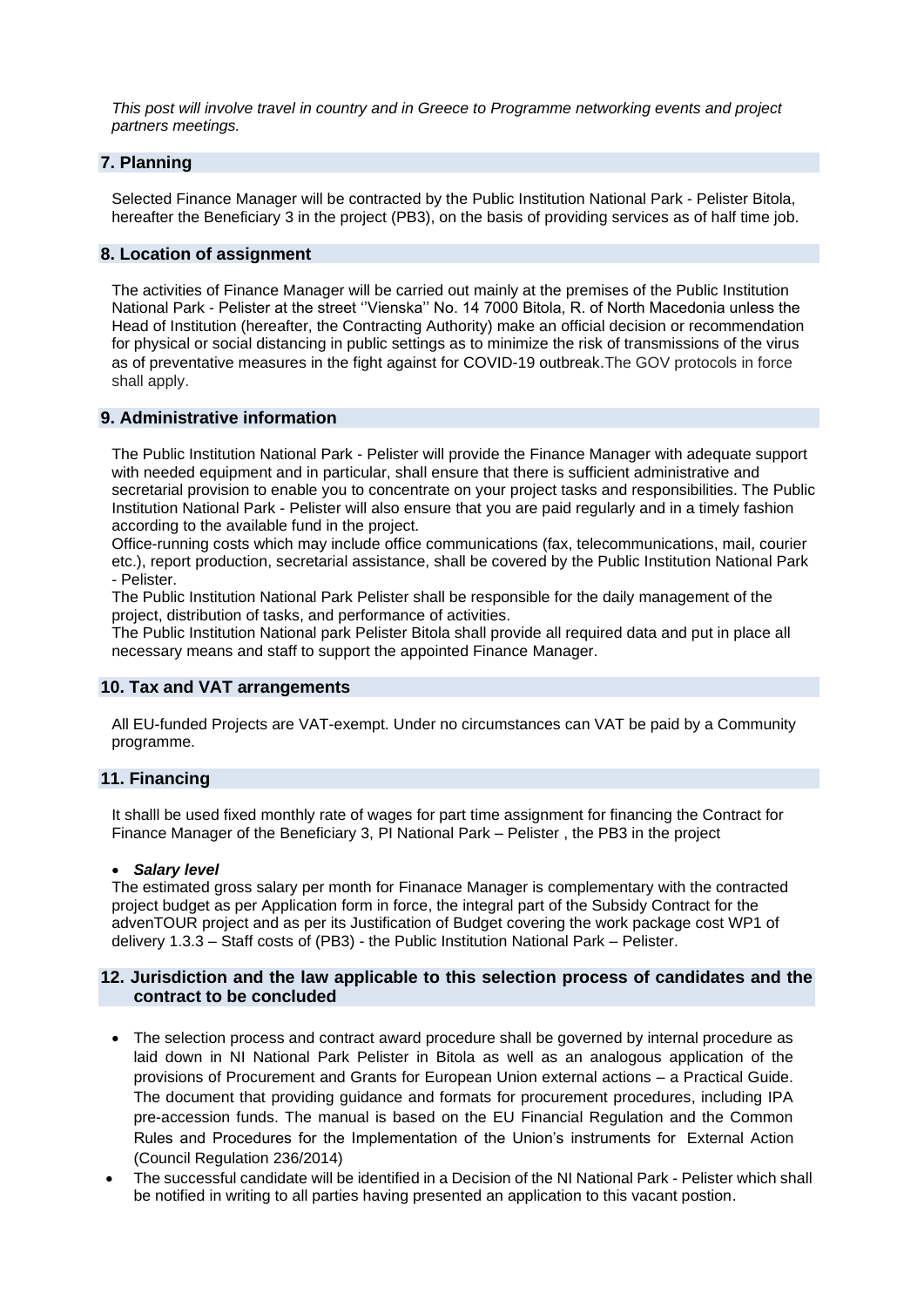*This post will involve travel in country and in Greece to Programme networking events and project partners meetings.*

## 7. Planning

Selected Finance Manager will be contracted by the Public Institution National Park - Pelister Bitola, hereafter the Beneficiary 3 in the project (PB3), on the basis of providing services as of half time job.

## 8. Location of assignment

The activities of Finance Manager will be carried out mainly at the premises of the Public Institution National Park - Pelister at the street ''Vienska'' No. 14 7000 Bitola, R. of North Macedonia unless the Head of Institution (hereafter, the Contracting Authority) make an official decision or recommendation for physical or social distancing in public settings as to minimize the risk of transmissions of the virus as of preventative measures in the fight against for COVID-19 outbreak.The GOV protocols in force shall apply.

## 9. Administrative information

The Public Institution National Park - Pelister will provide the Finance Manager with adequate support with needed equipment and in particular, shall ensure that there is sufficient administrative and secretarial provision to enable you to concentrate on your project tasks and responsibilities. The Public Institution National Park - Pelister will also ensure that you are paid regularly and in a timely fashion according to the available fund in the project.
Office-running costs which may include office communications (fax, telecommunications, mail, courier etc.), report production, secretarial assistance, shall be covered by the Public Institution National Park - Pelister.
The Public Institution National Park Pelister shall be responsible for the daily management of the project, distribution of tasks, and performance of activities.
The Public Institution National park Pelister Bitola shall provide all required data and put in place all necessary means and staff to support the appointed Finance Manager.

## 10. Tax and VAT arrangements

All EU-funded Projects are VAT-exempt. Under no circumstances can VAT be paid by a Community programme.

## 11. Financing

It shalll be used fixed monthly rate of wages for part time assignment for financing the Contract for Finance Manager of the Beneficiary 3, PI National Park – Pelister , the PB3 in the project

- ***Salary level***

The estimated gross salary per month for Finanace Manager is complementary with the contracted project budget as per Application form in force, the integral part of the Subsidy Contract for the advenTOUR project and as per its Justification of Budget covering the work package cost WP1 of delivery 1.3.3 – Staff costs of (PB3) - the Public Institution National Park – Pelister.

## 12. Jurisdiction and the law applicable to this selection process of candidates and the contract to be concluded

- The selection process and contract award procedure shall be governed by internal procedure as laid down in NI National Park Pelister in Bitola as well as an analogous application of the provisions of Procurement and Grants for European Union external actions – a Practical Guide. The document that providing guidance and formats for procurement procedures, including IPA pre-accession funds. The manual is based on the EU Financial Regulation and the Common Rules and Procedures for the Implementation of the Union's instruments for External Action (Council Regulation 236/2014)
- The successful candidate will be identified in a Decision of the NI National Park - Pelister which shall be notified in writing to all parties having presented an application to this vacant postion.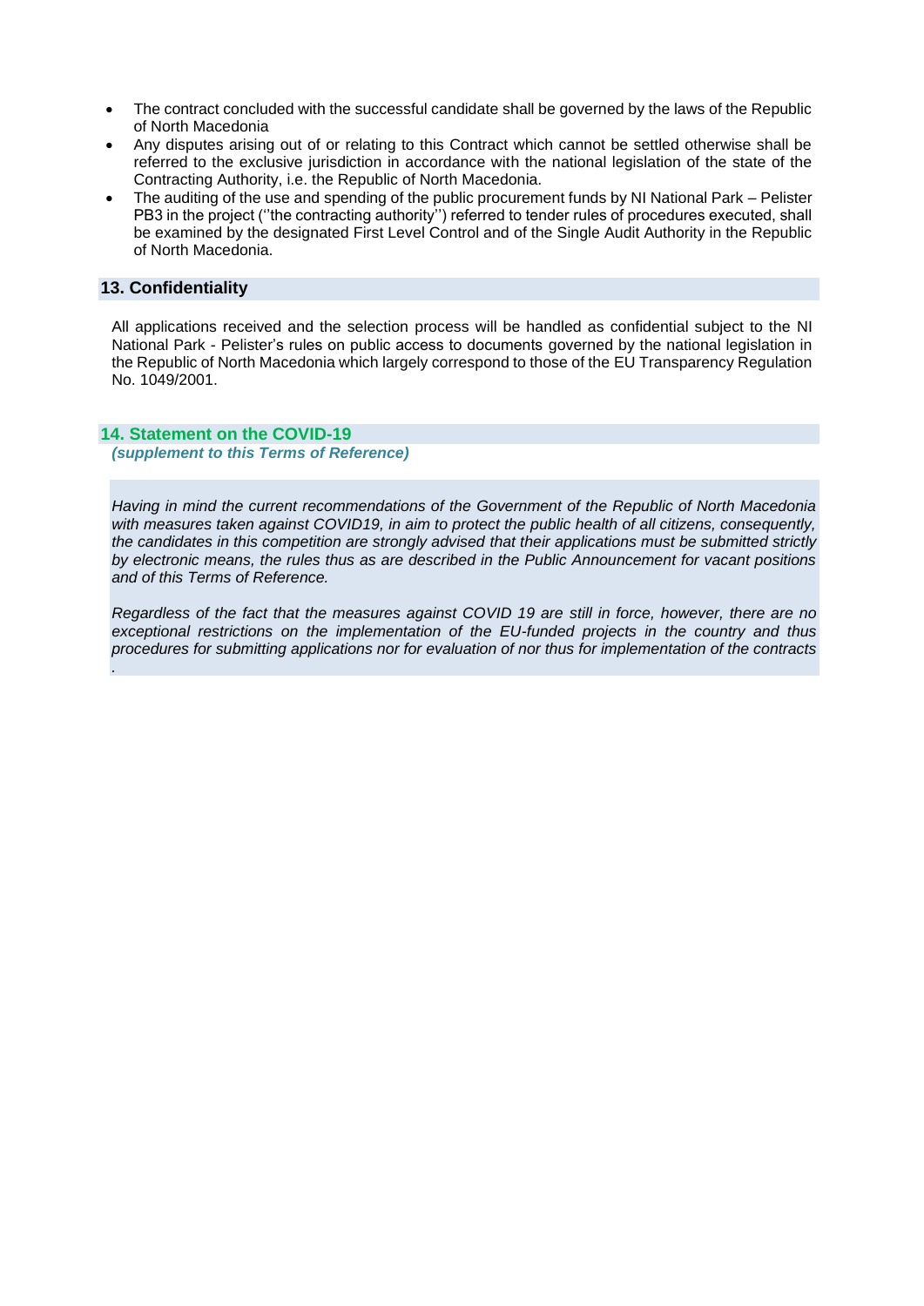- The contract concluded with the successful candidate shall be governed by the laws of the Republic of North Macedonia
- Any disputes arising out of or relating to this Contract which cannot be settled otherwise shall be referred to the exclusive jurisdiction in accordance with the national legislation of the state of the Contracting Authority, i.e. the Republic of North Macedonia.
- The auditing of the use and spending of the public procurement funds by NI National Park – Pelister PB3 in the project (''the contracting authority'') referred to tender rules of procedures executed, shall be examined by the designated First Level Control and of the Single Audit Authority in the Republic of North Macedonia.

## 13. Confidentiality

All applications received and the selection process will be handled as confidential subject to the NI National Park - Pelister's rules on public access to documents governed by the national legislation in the Republic of North Macedonia which largely correspond to those of the EU Transparency Regulation No. 1049/2001.

## 14. Statement on the COVID-19

***(supplement to this Terms of Reference)***

*Having in mind the current recommendations of the Government of the Republic of North Macedonia with measures taken against COVID19, in aim to protect the public health of all citizens, consequently, the candidates in this competition are strongly advised that their applications must be submitted strictly by electronic means, the rules thus as are described in the Public Announcement for vacant positions and of this Terms of Reference.*

*Regardless of the fact that the measures against COVID 19 are still in force, however, there are no exceptional restrictions on the implementation of the EU-funded projects in the country and thus procedures for submitting applications nor for evaluation of nor thus for implementation of the contracts .*